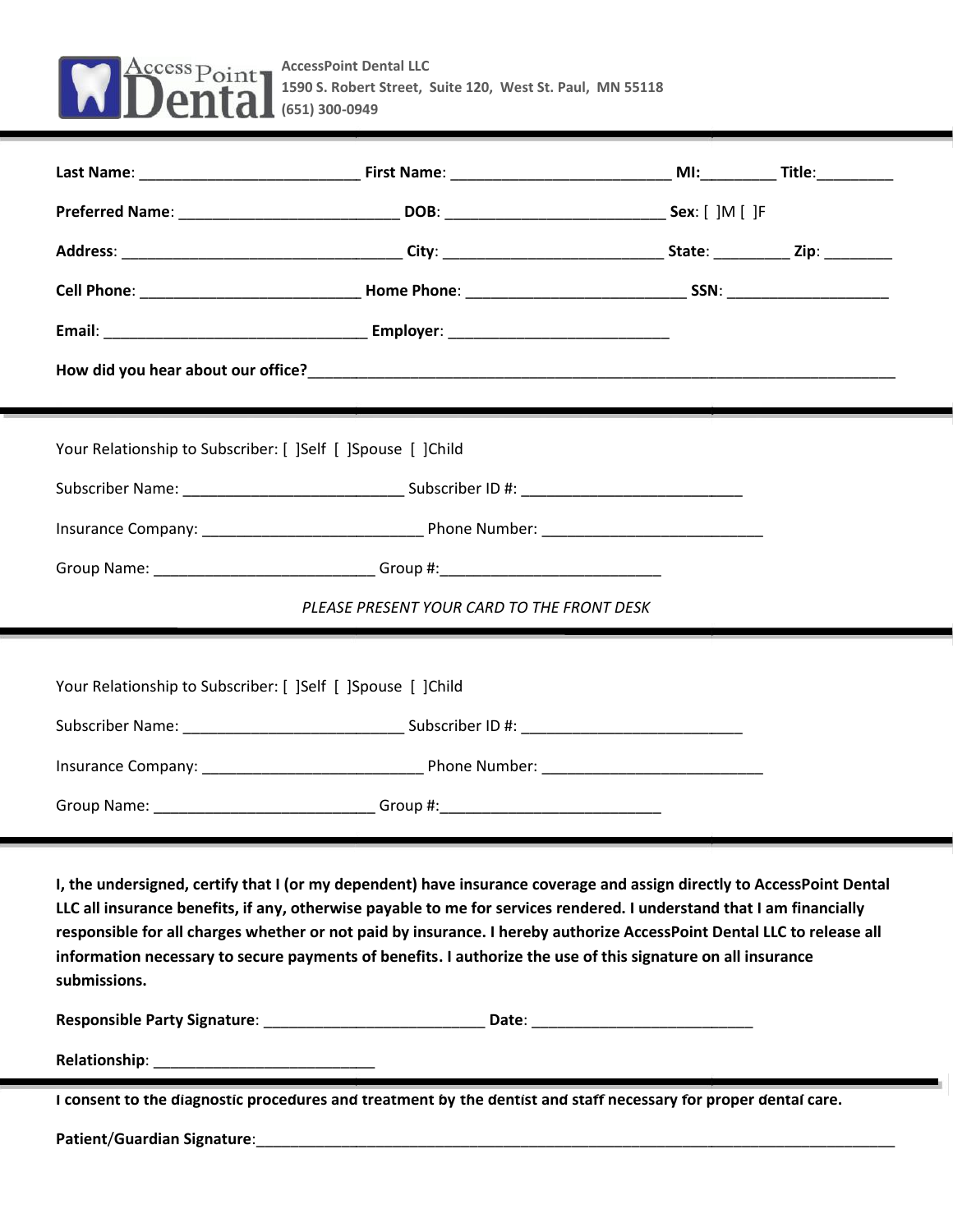**AccessPoint Dental LLC**
**1590 S. Robert Street, Suite 120, West St. Paul, MN 55118**
**(651) 300-0949**

---

**Last Name**: __________________________ **First Name**: __________________________ **MI:**_________ **Title**:_________

**Preferred Name**: __________________________ **DOB**: __________________________ **Sex**: [ ]M [ ]F

**Address**: _________________________________ **City**: __________________________ **State**: _________ **Zip**: ________

**Cell Phone**: __________________________ **Home Phone**: __________________________ **SSN**: ___________________

**Email**: _______________________________ **Employer**: __________________________

**How did you hear about our office?**________________________________________________________________________

---

Your Relationship to Subscriber: [ ]Self [ ]Spouse [ ]Child

Subscriber Name: __________________________ Subscriber ID #: __________________________

Insurance Company: __________________________ Phone Number: __________________________

Group Name: __________________________ Group #:__________________________

*PLEASE PRESENT YOUR CARD TO THE FRONT DESK*

---

Your Relationship to Subscriber: [ ]Self [ ]Spouse [ ]Child

Subscriber Name: __________________________ Subscriber ID #: __________________________

Insurance Company: __________________________ Phone Number: __________________________

Group Name: __________________________ Group #:__________________________

---

**I, the undersigned, certify that I (or my dependent) have insurance coverage and assign directly to AccessPoint Dental LLC all insurance benefits, if any, otherwise payable to me for services rendered. I understand that I am financially responsible for all charges whether or not paid by insurance. I hereby authorize AccessPoint Dental LLC to release all information necessary to secure payments of benefits. I authorize the use of this signature on all insurance submissions.**

**Responsible Party Signature**: __________________________ **Date**: __________________________

**Relationship**: __________________________

---

**I consent to the diagnostic procedures and treatment by the dentist and staff necessary for proper dental care.**

**Patient/Guardian Signature**:________________________________________________________________________________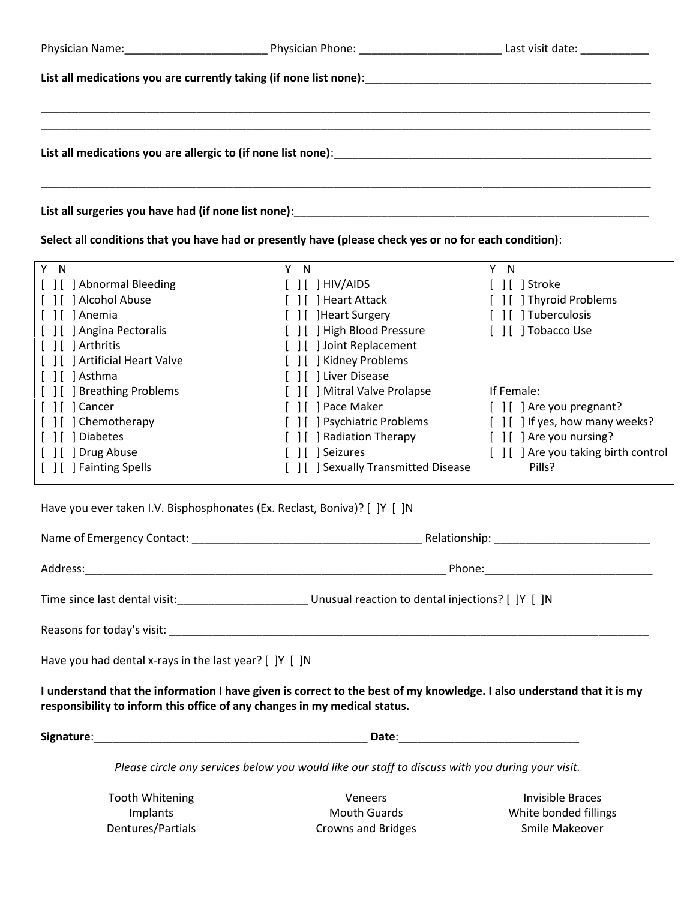Physician Name:_______________________ Physician Phone: _______________________ Last visit date: ___________

**List all medications you are currently taking (if none list none)**:_______________________________________________

_____________________________________________________________________________________________________

_____________________________________________________________________________________________________

**List all medications you are allergic to (if none list none)**:_____________________________________________________

_____________________________________________________________________________________________________

**List all surgeries you have had (if none list none)**:___________________________________________________________

**Select all conditions that you have had or presently have (please check yes or no for each condition)**:

| Y N | Y N | Y N |
|---|---|---|
| [ ][ ] Abnormal Bleeding | [ ][ ] HIV/AIDS | [ ][ ] Stroke |
| [ ][ ] Alcohol Abuse | [ ][ ] Heart Attack | [ ][ ] Thyroid Problems |
| [ ][ ] Anemia | [ ][ ]Heart Surgery | [ ][ ] Tuberculosis |
| [ ][ ] Angina Pectoralis | [ ][ ] High Blood Pressure | [ ][ ] Tobacco Use |
| [ ][ ] Arthritis | [ ][ ] Joint Replacement | |
| [ ][ ] Artificial Heart Valve | [ ][ ] Kidney Problems | |
| [ ][ ] Asthma | [ ][ ] Liver Disease | |
| [ ][ ] Breathing Problems | [ ][ ] Mitral Valve Prolapse | If Female: |
| [ ][ ] Cancer | [ ][ ] Pace Maker | [ ][ ] Are you pregnant? |
| [ ][ ] Chemotherapy | [ ][ ] Psychiatric Problems | [ ][ ] If yes, how many weeks? |
| [ ][ ] Diabetes | [ ][ ] Radiation Therapy | [ ][ ] Are you nursing? |
| [ ][ ] Drug Abuse | [ ][ ] Seizures | [ ][ ] Are you taking birth control Pills? |
| [ ][ ] Fainting Spells | [ ][ ] Sexually Transmitted Disease | |

Have you ever taken I.V. Bisphosphonates (Ex. Reclast, Boniva)? [ ]Y [ ]N

Name of Emergency Contact: _____________________________________ Relationship: _________________________

Address:____________________________________________________________ Phone:____________________________

Time since last dental visit:_____________________ Unusual reaction to dental injections? [ ]Y [ ]N

Reasons for today's visit: ________________________________________________________________________________

Have you had dental x-rays in the last year? [ ]Y [ ]N

**I understand that the information I have given is correct to the best of my knowledge. I also understand that it is my responsibility to inform this office of any changes in my medical status.**

**Signature**:_____________________________________________ **Date**:_____________________________

*Please circle any services below you would like our staff to discuss with you during your visit.*

| | | |
|---|---|---|
| Tooth Whitening | Veneers | Invisible Braces |
| Implants | Mouth Guards | White bonded fillings |
| Dentures/Partials | Crowns and Bridges | Smile Makeover |